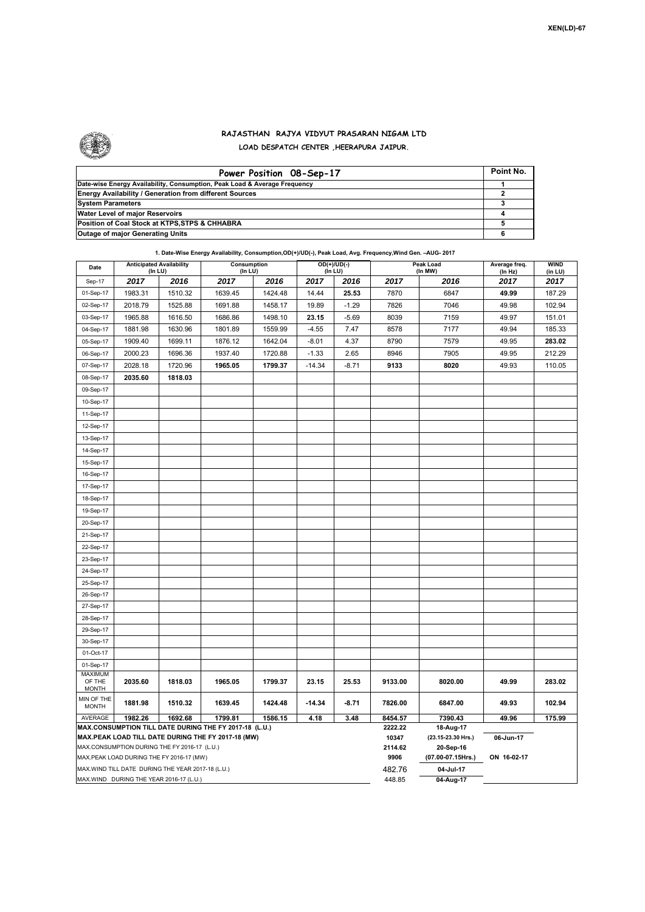XEN(LD)-67

# RAJASTHAN RAJYA VIDYUT PRASARAN NIGAM LTD

## LOAD DESPATCH CENTER ,HEERAPURA JAIPUR.

| Power Position 08-Sep-17 | Point No. |
|---|---|
| Date-wise Energy Availability, Consumption, Peak Load & Average Frequency | 1 |
| Energy Availability / Generation from different Sources | 2 |
| System Parameters | 3 |
| Water Level of major Reservoirs | 4 |
| Position of Coal Stock at KTPS,STPS & CHHABRA | 5 |
| Outage of major Generating Units | 6 |

**1. Date-Wise Energy Availability, Consumption,OD(+)/UD(-), Peak Load, Avg. Frequency,Wind Gen. –AUG- 2017**

| Date | Anticipated Availability (In LU) | | Consumption (In LU) | | OD(+)/UD(-) (In LU) | | Peak Load (In MW) | | Average freq. (In Hz) | WIND (in LU) |
|---|---|---|---|---|---|---|---|---|---|---|
| Sep-17 | 2017 | 2016 | 2017 | 2016 | 2017 | 2016 | 2017 | 2016 | 2017 | 2017 |
| 01-Sep-17 | 1983.31 | 1510.32 | 1639.45 | 1424.48 | 14.44 | 25.53 | 7870 | 6847 | 49.99 | 187.29 |
| 02-Sep-17 | 2018.79 | 1525.88 | 1691.88 | 1458.17 | 19.89 | -1.29 | 7826 | 7046 | 49.98 | 102.94 |
| 03-Sep-17 | 1965.88 | 1616.50 | 1686.86 | 1498.10 | 23.15 | -5.69 | 8039 | 7159 | 49.97 | 151.01 |
| 04-Sep-17 | 1881.98 | 1630.96 | 1801.89 | 1559.99 | -4.55 | 7.47 | 8578 | 7177 | 49.94 | 185.33 |
| 05-Sep-17 | 1909.40 | 1699.11 | 1876.12 | 1642.04 | -8.01 | 4.37 | 8790 | 7579 | 49.95 | 283.02 |
| 06-Sep-17 | 2000.23 | 1696.36 | 1937.40 | 1720.88 | -1.33 | 2.65 | 8946 | 7905 | 49.95 | 212.29 |
| 07-Sep-17 | 2028.18 | 1720.96 | 1965.05 | 1799.37 | -14.34 | -8.71 | 9133 | 8020 | 49.93 | 110.05 |
| 08-Sep-17 | 2035.60 | 1818.03 | | | | | | | | |
| 09-Sep-17 | | | | | | | | | | |
| 10-Sep-17 | | | | | | | | | | |
| 11-Sep-17 | | | | | | | | | | |
| 12-Sep-17 | | | | | | | | | | |
| 13-Sep-17 | | | | | | | | | | |
| 14-Sep-17 | | | | | | | | | | |
| 15-Sep-17 | | | | | | | | | | |
| 16-Sep-17 | | | | | | | | | | |
| 17-Sep-17 | | | | | | | | | | |
| 18-Sep-17 | | | | | | | | | | |
| 19-Sep-17 | | | | | | | | | | |
| 20-Sep-17 | | | | | | | | | | |
| 21-Sep-17 | | | | | | | | | | |
| 22-Sep-17 | | | | | | | | | | |
| 23-Sep-17 | | | | | | | | | | |
| 24-Sep-17 | | | | | | | | | | |
| 25-Sep-17 | | | | | | | | | | |
| 26-Sep-17 | | | | | | | | | | |
| 27-Sep-17 | | | | | | | | | | |
| 28-Sep-17 | | | | | | | | | | |
| 29-Sep-17 | | | | | | | | | | |
| 30-Sep-17 | | | | | | | | | | |
| 01-Oct-17 | | | | | | | | | | |
| 01-Sep-17 | | | | | | | | | | |
| MAXIMUM OF THE MONTH | 2035.60 | 1818.03 | 1965.05 | 1799.37 | 23.15 | 25.53 | 9133.00 | 8020.00 | 49.99 | 283.02 |
| MIN OF THE MONTH | 1881.98 | 1510.32 | 1639.45 | 1424.48 | -14.34 | -8.71 | 7826.00 | 6847.00 | 49.93 | 102.94 |
| AVERAGE | 1982.26 | 1692.68 | 1799.81 | 1586.15 | 4.18 | 3.48 | 8454.57 | 7390.43 | 49.96 | 175.99 |
| MAX.CONSUMPTION TILL DATE DURING THE FY 2017-18 (L.U.) | | | | | | | 2222.22 | 18-Aug-17 | | |
| MAX.PEAK LOAD TILL DATE DURING THE FY 2017-18 (MW) | | | | | | | 10347 | (23.15-23.30 Hrs.) | 06-Jun-17 | |
| MAX.CONSUMPTION DURING THE FY 2016-17 (L.U.) | | | | | | | 2114.62 | 20-Sep-16 | | |
| MAX.PEAK LOAD DURING THE FY 2016-17 (MW) | | | | | | | 9906 | (07.00-07.15Hrs.) | ON 16-02-17 | |
| MAX.WIND TILL DATE DURING THE YEAR 2017-18 (L.U.) | | | | | | | 482.76 | 04-Jul-17 | | |
| MAX.WIND DURING THE YEAR 2016-17 (L.U.) | | | | | | | 448.85 | 04-Aug-17 | | |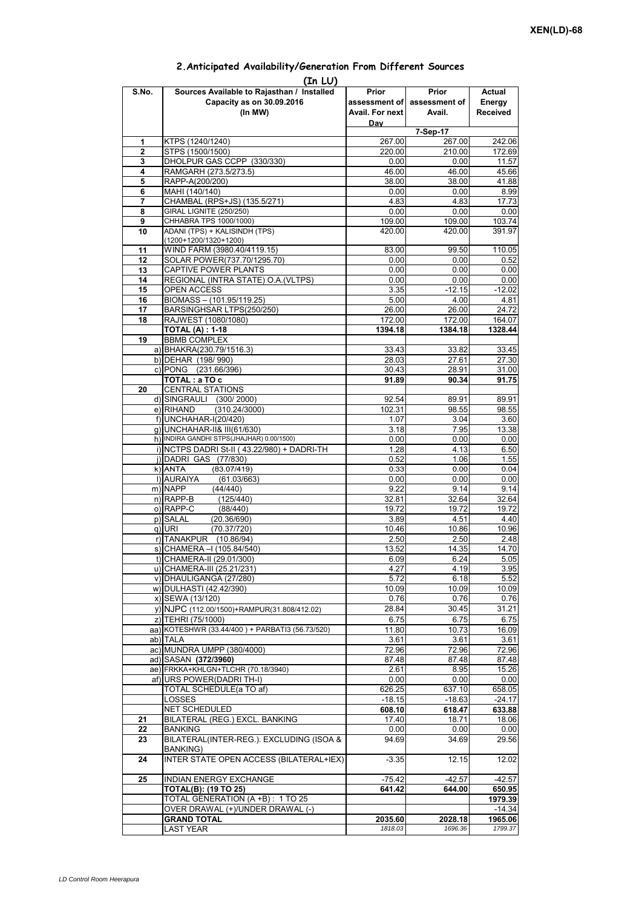XEN(LD)-68

## 2.Anticipated Availability/Generation From Different Sources

(In LU)

| S.No. | Sources Available to Rajasthan / Installed Capacity as on 30.09.2016 (In MW) | Prior assessment of Avail. For next Day | Prior assessment of Avail. | Actual Energy Received |
|---|---|---|---|---|
| | | | 7-Sep-17 | |
| 1 | KTPS (1240/1240) | 267.00 | 267.00 | 242.06 |
| 2 | STPS (1500/1500) | 220.00 | 210.00 | 172.69 |
| 3 | DHOLPUR GAS CCPP (330/330) | 0.00 | 0.00 | 11.57 |
| 4 | RAMGARH (273.5/273.5) | 46.00 | 46.00 | 45.66 |
| 5 | RAPP-A(200/200) | 38.00 | 38.00 | 41.88 |
| 6 | MAHI (140/140) | 0.00 | 0.00 | 8.99 |
| 7 | CHAMBAL (RPS+JS) (135.5/271) | 4.83 | 4.83 | 17.73 |
| 8 | GIRAL LIGNITE (250/250) | 0.00 | 0.00 | 0.00 |
| 9 | CHHABRA TPS 1000/1000) | 109.00 | 109.00 | 103.74 |
| 10 | ADANI (TPS) + KALISINDH (TPS) (1200+1200/1320+1200) | 420.00 | 420.00 | 391.97 |
| 11 | WIND FARM (3980.40/4119.15) | 83.00 | 99.50 | 110.05 |
| 12 | SOLAR POWER(737.70/1295.70) | 0.00 | 0.00 | 0.52 |
| 13 | CAPTIVE POWER PLANTS | 0.00 | 0.00 | 0.00 |
| 14 | REGIONAL (INTRA STATE) O.A.(VLTPS) | 0.00 | 0.00 | 0.00 |
| 15 | OPEN ACCESS | 3.35 | -12.15 | -12.02 |
| 16 | BIOMASS – (101.95/119.25) | 5.00 | 4.00 | 4.81 |
| 17 | BARSINGHSAR LTPS(250/250) | 26.00 | 26.00 | 24.72 |
| 18 | RAJWEST (1080/1080) | 172.00 | 172.00 | 164.07 |
| | **TOTAL (A) : 1-18** | **1394.18** | **1384.18** | **1328.44** |
| 19 | BBMB COMPLEX | | | |
| | a) BHAKRA(230.79/1516.3) | 33.43 | 33.82 | 33.45 |
| | b) DEHAR (198/ 990) | 28.03 | 27.61 | 27.30 |
| | c) PONG (231.66/396) | 30.43 | 28.91 | 31.00 |
| | **TOTAL : a TO c** | **91.89** | **90.34** | **91.75** |
| 20 | CENTRAL STATIONS | | | |
| | d) SINGRAULI (300/ 2000) | 92.54 | 89.91 | 89.91 |
| | e) RIHAND (310.24/3000) | 102.31 | 98.55 | 98.55 |
| | f) UNCHAHAR-I(20/420) | 1.07 | 3.04 | 3.60 |
| | g) UNCHAHAR-II& III(61/630) | 3.18 | 7.95 | 13.38 |
| | h) INDIRA GANDHI STPS(JHAJHAR) 0.00/1500) | 0.00 | 0.00 | 0.00 |
| | i) NCTPS DADRI St-II ( 43.22/980) + DADRI-TH | 1.28 | 4.13 | 6.50 |
| | j) DADRI GAS (77/830) | 0.52 | 1.06 | 1.55 |
| | k) ANTA (83.07/419) | 0.33 | 0.00 | 0.04 |
| | l) AURAIYA (61.03/663) | 0.00 | 0.00 | 0.00 |
| | m) NAPP (44/440) | 9.22 | 9.14 | 9.14 |
| | n) RAPP-B (125/440) | 32.81 | 32.64 | 32.64 |
| | o) RAPP-C (88/440) | 19.72 | 19.72 | 19.72 |
| | p) SALAL (20.36/690) | 3.89 | 4.51 | 4.40 |
| | q) URI (70.37/720) | 10.46 | 10.86 | 10.96 |
| | r) TANAKPUR (10.86/94) | 2.50 | 2.50 | 2.48 |
| | s) CHAMERA –I (105.84/540) | 13.52 | 14.35 | 14.70 |
| | t) CHAMERA-II (29.01/300) | 6.09 | 6.24 | 5.05 |
| | u) CHAMERA-III (25.21/231) | 4.27 | 4.19 | 3.95 |
| | v) DHAULIGANGA (27/280) | 5.72 | 6.18 | 5.52 |
| | w) DULHASTI (42.42/390) | 10.09 | 10.09 | 10.09 |
| | x) SEWA (13/120) | 0.76 | 0.76 | 0.76 |
| | y) NJPC (112.00/1500)+RAMPUR(31.808/412.02) | 28.84 | 30.45 | 31.21 |
| | z) TEHRI (75/1000) | 6.75 | 6.75 | 6.75 |
| | aa) KOTESHWR (33.44/400 ) + PARBATI3 (56.73/520) | 11.80 | 10.73 | 16.09 |
| | ab) TALA | 3.61 | 3.61 | 3.61 |
| | ac) MUNDRA UMPP (380/4000) | 72.96 | 72.96 | 72.96 |
| | ad) SASAN **(372/3960)** | 87.48 | 87.48 | 87.48 |
| | ae) FRKKA+KHLGN+TLCHR (70.18/3940) | 2.61 | 8.95 | 15.26 |
| | af) URS POWER(DADRI TH-I) | 0.00 | 0.00 | 0.00 |
| | TOTAL SCHEDULE(a TO af) | 626.25 | 637.10 | 658.05 |
| | LOSSES | -18.15 | -18.63 | -24.17 |
| | NET SCHEDULED | **608.10** | **618.47** | **633.88** |
| 21 | BILATERAL (REG.) EXCL. BANKING | 17.40 | 18.71 | 18.06 |
| 22 | BANKING | 0.00 | 0.00 | 0.00 |
| 23 | BILATERAL(INTER-REG.). EXCLUDING (ISOA & BANKING) | 94.69 | 34.69 | 29.56 |
| 24 | INTER STATE OPEN ACCESS (BILATERAL+IEX) | -3.35 | 12.15 | 12.02 |
| 25 | INDIAN ENERGY EXCHANGE | -75.42 | -42.57 | -42.57 |
| | **TOTAL(B): (19 TO 25)** | **641.42** | **644.00** | **650.95** |
| | TOTAL GENERATION (A +B) : 1 TO 25 | | | **1979.39** |
| | OVER DRAWAL (+)/UNDER DRAWAL (-) | | | -14.34 |
| | **GRAND TOTAL** | **2035.60** | **2028.18** | **1965.06** |
| | LAST YEAR | *1818.03* | *1696.36* | *1799.37* |

LD Control Room Heerapura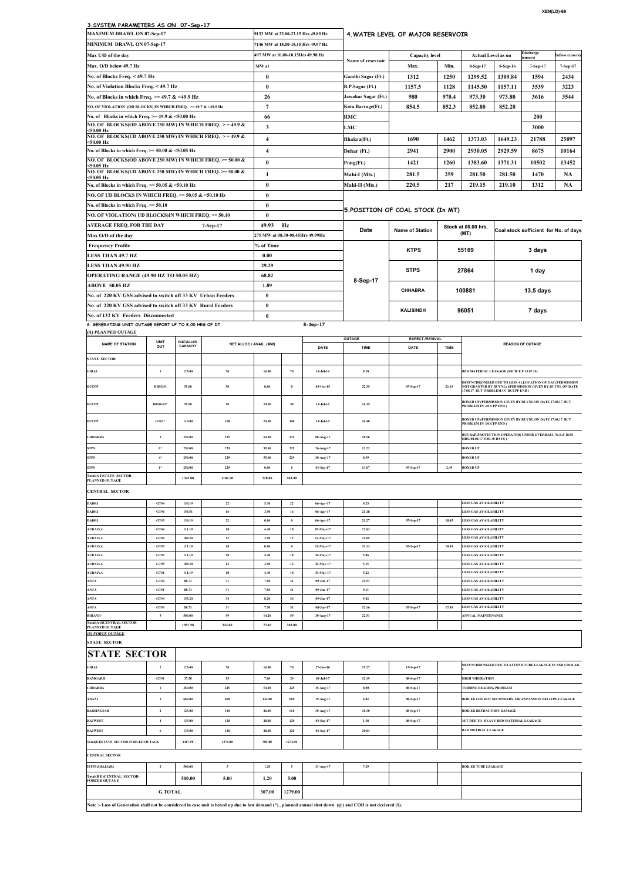XEN(LD)-69

## 3.SYSTEM PARAMETERS AS ON 07-Sep-17

| | | |
|---|---|---|
| MAXIMUM DRAWL ON 07-Sep-17 | | 9133 MW at 23.00-23.15 Hrs 49.89 Hz |
| MINIMUM DRAWL ON 07-Sep-17 | | 7146 MW at 18.00-18.15 Hrs 49.97 Hz |
| Max U/D of the day | | 497 MW at 10.00-10.15Hrs 49.98 Hz |
| Max. O/D below 49.7 Hz | | MW at |
| No. of Blocks Freq. < 49.7 Hz | | 0 |
| No. of Violation Blocks Freq. < 49.7 Hz | | 0 |
| No. of Blocks in which Freq. >= 49.7 & <49.9 Hz | | 26 |
| NO. OF VIOLATION (OD BLOCKS) IN WHICH FREQ. >= 49.7 & <49.9 Hz | | 7 |
| No. of Blocks in which Freq. >= 49.9 & <50.00 Hz | | 66 |
| NO. OF BLOCKS(OD ABOVE 250 MW) IN WHICH FREQ. > = 49.9 & <50.00 Hz | | 3 |
| NO. OF BLOCKS(UD ABOVE 250 MW) IN WHICH FREQ. > = 49.9 & <50.00 Hz | | 4 |
| No. of Blocks in which Freq. >= 50.00 & <50.05 Hz | | 4 |
| NO. OF BLOCKS(OD ABOVE 250 MW) IN WHICH FREQ. >= 50.00 & <50.05 Hz | | 0 |
| NO. OF BLOCKS(UD ABOVE 250 MW) IN WHICH FREQ. >= 50.00 & <50.05 Hz | | 1 |
| No. of Blocks in which Freq. >= 50.05 & <50.10 Hz | | 0 |
| NO. OF UD BLOCKS IN WHICH FREQ. >= 50.05 & <50.10 Hz | | 0 |
| No. of Blocks in which Freq. >= 50.10 | | 0 |
| NO. OF VIOLATION( UD BLOCKS)IN WHICH FREQ. >= 50.10 | | 0 |
| AVERAGE FREQ. FOR THE DAY | 7-Sep-17 | 49.93 Hz |
| Max O/D of the day | | 275 MW at 08.30-08.45Hrs 49.99Hz |
| Frequency Profile | | % of Time |
| LESS THAN 49.7 HZ | | 0.00 |
| LESS THAN 49.90 HZ | | 29.29 |
| OPERATING RANGE (49.90 HZ TO 50.05 HZ) | | 68.82 |
| ABOVE 50.05 HZ | | 1.89 |
| No. of 220 KV GSS advised to switch off 33 KV Urban Feeders | | 0 |
| No. of 220 KV GSS advised to switch off 33 KV Rural Feeders | | 0 |
| No. of 132 KV Feeders Disconnected | | 0 |

## 4.WATER LEVEL OF MAJOR RESERVOIR

| Name of reservoir | Capacity level | | Actual Level as on | | Discharge (cusecs) | Inflow (cusecs) |
|---|---|---|---|---|---|---|
| | Max. | Min. | 8-Sep-17 | 8-Sep-16 | 7-Sep-17 | 7-Sep-17 |
| Gandhi Sagar (Ft.) | 1312 | 1250 | 1299.52 | 1309.84 | 1594 | 2434 |
| R.P.Sagar (Ft.) | 1157.5 | 1128 | 1145.50 | 1157.11 | 3539 | 3223 |
| Jawahar Sagar (Ft.) | 980 | 970.4 | 973.30 | 973.80 | 3616 | 3544 |
| Kota Barrage(Ft.) | 854.5 | 852.3 | 852.80 | 852.20 | | |
| RMC | | | | | 200 | |
| LMC | | | | | 3000 | |
| Bhakra(Ft.) | 1690 | 1462 | 1373.03 | 1649.23 | 21788 | 25097 |
| Dehar (Ft.) | 2941 | 2900 | 2930.05 | 2929.59 | 8675 | 10164 |
| Pong(Ft.) | 1421 | 1260 | 1383.60 | 1371.31 | 10502 | 13452 |
| Mahi-I (Mts.) | 281.5 | 259 | 281.50 | 281.50 | 1470 | NA |
| Mahi-II (Mts.) | 220.5 | 217 | 219.15 | 219.10 | 1312 | NA |

## 5.POSITION OF COAL STOCK (In MT)

| Date | Name of Station | Stock at 00.00 hrs. (MT) | Coal stock sufficient for No. of days |
|---|---|---|---|
| 8-Sep-17 | KTPS | 55169 | 3 days |
| | STPS | 27864 | 1 day |
| | CHHABRA | 100881 | 13.5 days |
| | KALISINDH | 96051 | 7 days |

## 6. GENERATING UNIT OUTAGE REPORT UP TO 8.00 HRS OF DT. 8-Sep-17

*(A) PLANNED OUTAGE*

| NAME OF STATION | UNIT OUT | INSTALLED CAPACITY | NET ALLOC./ AVAIL. (MW) | | | OUTAGE DATE | OUTAGE TIME | EXPECT./REVIVAL DATE | EXPECT./REVIVAL TIME | REASON OF OUTAGE |
|---|---|---|---|---|---|---|---|---|---|---|
| STATE SECTOR | | | | | | | | | | |
| GIRAL | 1 | 125.00 | 70 | 16.80 | 70 | 11-Jul-14 | 8.20 | | | BED MATERIAL LEAKAGE (S/D W.E.F.15.07.14) |
| DCCPP | HRSG#1 | 55.00 | 50 | 0.00 | 0 | 03-Oct-15 | 22.35 | 07-Sep-17 | 21.19 | DESYNCHRONIZED DUE TO LESS ALLOCATION OF GAS (PERMISSION NOT GRANTED BY RUVNL) (PERMISSION GIVEN BY RUVNL ON DATE 17.08.17 BUT PROBLEM IN DCCPP END ) |
| DCCPP | HRSG#2* | 55.00 | 50 | 24.00 | 50 | 13-Jul-16 | 16.35 | | | BOXED UP(PERMISSION GIVEN BY RUVNL ON DATE 17.08.17 BUT PROBLEM IN DCCPP END ) |
| DCCPP | GT#2* | 110.00 | 100 | 24.00 | 100 | 13-Jul-16 | 16.40 | | | BOXED UP(PERMISSION GIVEN BY RUVNL ON DATE 17.08.17 BUT PROBLEM IN DCCPP END ) |
| CHHABRA | 3 | 250.00 | 225 | 54.00 | 225 | 08-Aug-17 | 18.56 | | | BUS BAR PROTECTION OPERATED( UNDER OVERHAUL W.E.F 18.56 HRS./08.08.17 FOR 30 DAYS ) |
| STPS | 6* | 250.00 | 229 | 55.00 | 229 | 26-Aug-17 | 12.22 | | | BOXED UP |
| STPS | 4* | 250.00 | 229 | 55.00 | 229 | 30-Aug-17 | 8.39 | | | BOXED UP |
| STPS | 1* | 250.00 | 229 | 0.00 | 0 | 01-Sep-17 | 13.07 | 07-Sep-17 | 2.45 | BOXED UP |
| Total(A I)STATE SECTOR-PLANNED OUTAGE | | 1345.00 | 1182.00 | 228.80 | 903.00 | | | | | |
| CENTRAL SECTOR | | | | | | | | | | |
| DADRI | GT#4 | 130.19 | 22 | 5.30 | 22 | 06-Apr-17 | 0.23 | | | LESS GAS AVAILABILITY |
| DADRI | GT#6 | 154.51 | 16 | 3.90 | 16 | 06-Apr-17 | 21.18 | | | LESS GAS AVAILABILITY |
| DADRI | GT#3 | 130.19 | 22 | 0.00 | 0 | 06-Apr-17 | 21.27 | 07-Sep-17 | 18.45 | LESS GAS AVAILABILITY |
| AURAIYA | GT#4 | 111.19 | 18 | 4.40 | 18 | 07-May-17 | 22.03 | | | LESS GAS AVAILABILITY |
| AURAIYA | GT#6 | 109.30 | 12 | 2.90 | 12 | 12-May-17 | 21.05 | | | LESS GAS AVAILABILITY |
| AURAIYA | GT#3 | 111.19 | 18 | 0.00 | 0 | 12-May-17 | 21.13 | 07-Sep-17 | 18.49 | LESS GAS AVAILABILITY |
| AURAIYA | GT#2 | 111.19 | 18 | 4.40 | 18 | 30-May-17 | 5.06 | | | LESS GAS AVAILABILITY |
| AURAIYA | GT#5 | 109.30 | 12 | 2.90 | 12 | 30-May-17 | 5.15 | | | LESS GAS AVAILABILITY |
| AURAIYA | GT#1 | 111.19 | 18 | 4.40 | 18 | 30-May-17 | 5.22 | | | LESS GAS AVAILABILITY |
| ANTA | GT#2 | 88.71 | 31 | 7.50 | 31 | 09-Jun-17 | 21.51 | | | LESS GAS AVAILABILITY |
| ANTA | GT#1 | 88.71 | 31 | 7.50 | 31 | 09-Jun-17 | 9.11 | | | LESS GAS AVAILABILITY |
| ANTA | GT#4 | 153.20 | 34 | 8.20 | 34 | 09-Jun-17 | 9.42 | | | LESS GAS AVAILABILITY |
| ANTA | GT#3 | 88.71 | 31 | 7.50 | 31 | 08-Jun-17 | 12.16 | 07-Sep-17 | 17.49 | LESS GAS AVAILABILITY |
| RIHAND- | 3 | 500.00 | 59 | 14.20 | 59 | 30-Aug-17 | 22.51 | | | ANNUAL MAINTENANCE |
| Total(A-I)CENTRAL SECTOR-PLANNED OUTAGE | | 1997.58 | 342.00 | 73.10 | 302.00 | | | | | |

*(B) FORCE OUTAGE*

| NAME OF STATION | UNIT OUT | INSTALLED CAPACITY | NET ALLOC./ AVAIL. (MW) | | | OUTAGE DATE | OUTAGE TIME | EXPECT./REVIVAL DATE | EXPECT./REVIVAL TIME | REASON OF OUTAGE |
|---|---|---|---|---|---|---|---|---|---|---|
| STATE SECTOR | | | | | | | | | | |
| GIRAL | 2 | 125.00 | 70 | 16.80 | 70 | 27-Jan-16 | 15.27 | 15-Sep-17 | | DESYNCHRONIZED DUE TO ATTEND TUBE LEAKAGE IN ASH COOLAR-1 |
| RAMGARH | GT#1 | 37.50 | 29 | 7.00 | 29 | 01-Jul-17 | 12.19 | 08-Sep-17 | | HIGH VIBERATION |
| CHHABRA | 1 | 250.00 | 225 | 54.00 | 225 | 15-Aug-17 | 8.00 | 08-Sep-17 | | TURBINE BEARING PROBLEM |
| ADANI | 2 | 660.00 | 600 | 144.00 | 600 | 19-Aug-17 | 6.02 | 08-Sep-17 | | BOILER LHS HOT SECONDARY AIR EXPANSION BELLOW LEAKAGE |
| BARSINGSAR | 2 | 125.00 | 110 | 26.40 | 110 | 30-Aug-17 | 10.30 | 08-Sep-17 | | BOILER REFRACTORY DAMAGE |
| RAJWEST | 4 | 135.00 | 120 | 28.80 | 120 | 03-Sep-17 | 1.58 | 08-Sep-17 | | S/T DUE TO HEAVY BED MATERIAL LEAKAGE |
| RAJWEST | 6 | 135.00 | 120 | 28.80 | 120 | 06-Sep-17 | 20.04 | | | BAD METRIAL LEAKAGE |
| Total(B I)STATE SECTOR-FORCED OUTAGE | | 1467.50 | 1274.00 | 305.80 | 1274.00 | | | | | |
| CENTRAL SECTOR | | | | | | | | | | |
| ISTPP(JHAJJAR) | 2 | 500.00 | 5 | 1.20 | 5 | 31-Aug-17 | 7.29 | | | BOILER TUBE LEAKAGE |
| Total(B II)CENTRAL SECTOR-FORCED OUTAGE | | 500.00 | 5.00 | 1.20 | 5.00 | | | | | |
| G.TOTAL | | | | 307.00 | 1279.00 | | | | | |

Note :- Loss of Generation shall not be considered in case unit is boxed up due to low demand (*) , planned annual shut down (@) and COD is not declared ($).